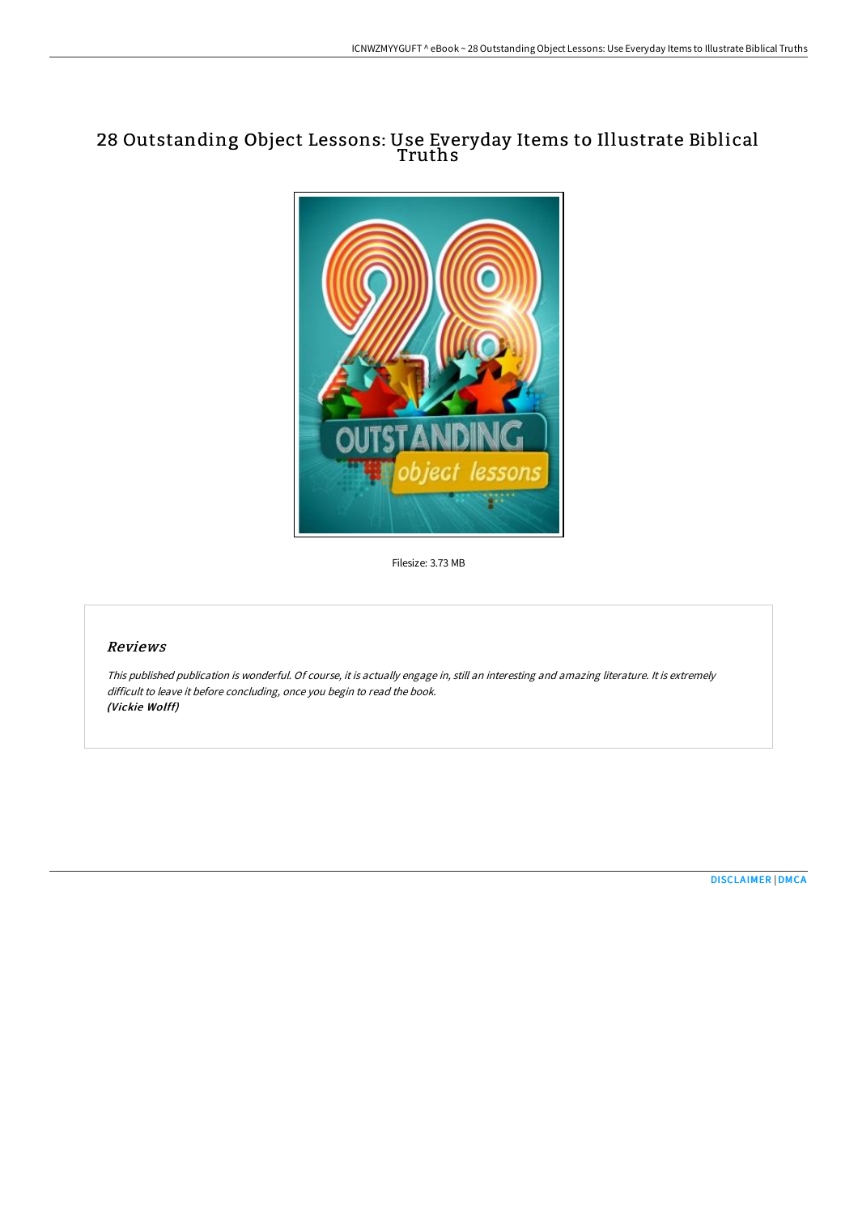# 28 Outstanding Object Lessons: Use Everyday Items to Illustrate Biblical Truths

Filesize: 3.73 MB

## *Reviews*

*This published publication is wonderful. Of course, it is actually engage in, still an interesting and amazing literature. It is extremely difficult to leave it before concluding, once you begin to read the book.*
***(Vickie Wolff)***

DISCLAIMER | DMCA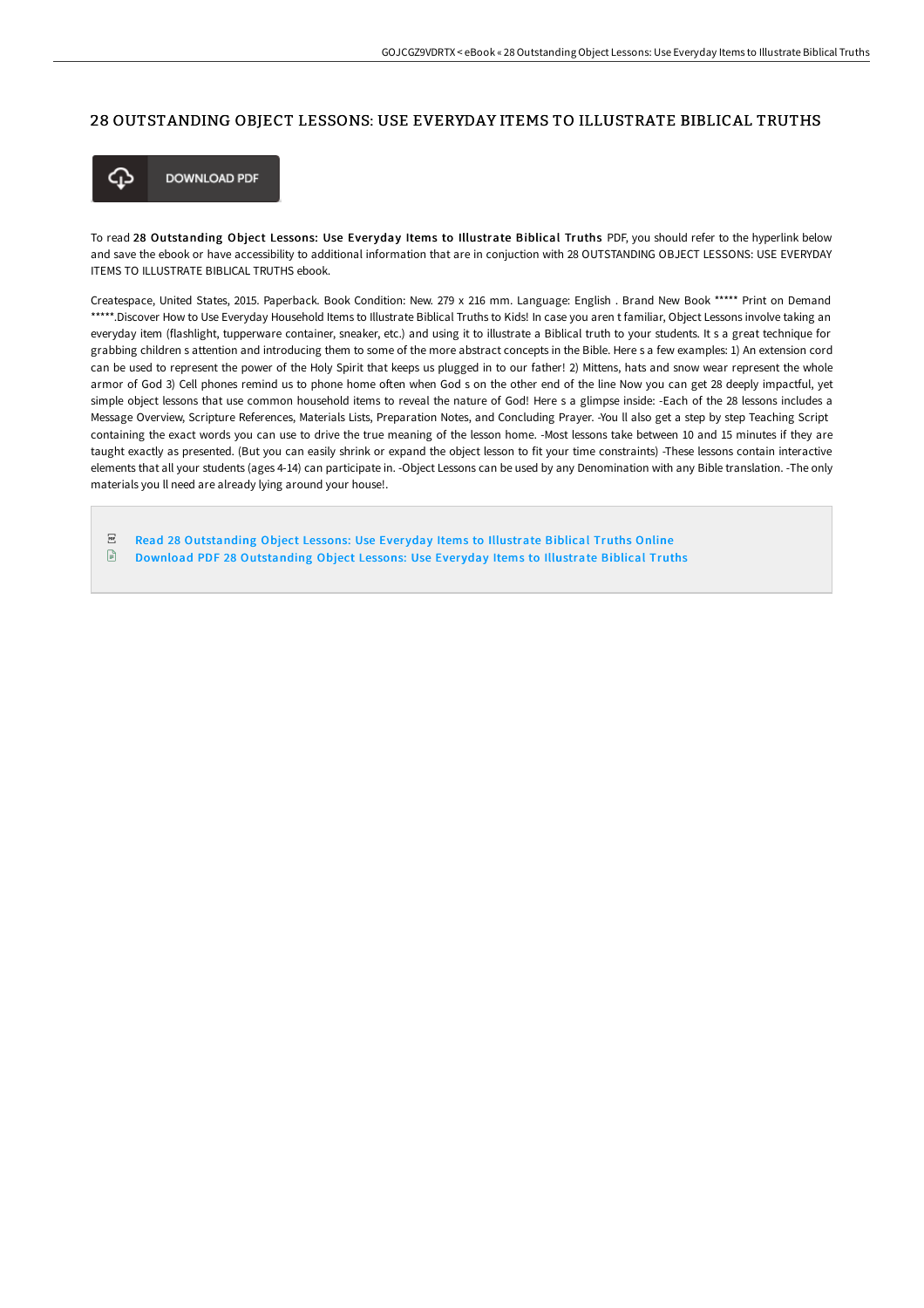# 28 OUTSTANDING OBJECT LESSONS: USE EVERYDAY ITEMS TO ILLUSTRATE BIBLICAL TRUTHS

DOWNLOAD PDF

To read **28 Outstanding Object Lessons: Use Everyday Items to Illustrate Biblical Truths** PDF, you should refer to the hyperlink below and save the ebook or have accessibility to additional information that are in conjuction with 28 OUTSTANDING OBJECT LESSONS: USE EVERYDAY ITEMS TO ILLUSTRATE BIBLICAL TRUTHS ebook.

Createspace, United States, 2015. Paperback. Book Condition: New. 279 x 216 mm. Language: English . Brand New Book ***** Print on Demand *****.Discover How to Use Everyday Household Items to Illustrate Biblical Truths to Kids! In case you aren t familiar, Object Lessons involve taking an everyday item (flashlight, tupperware container, sneaker, etc.) and using it to illustrate a Biblical truth to your students. It s a great technique for grabbing children s attention and introducing them to some of the more abstract concepts in the Bible. Here s a few examples: 1) An extension cord can be used to represent the power of the Holy Spirit that keeps us plugged in to our father! 2) Mittens, hats and snow wear represent the whole armor of God 3) Cell phones remind us to phone home often when God s on the other end of the line Now you can get 28 deeply impactful, yet simple object lessons that use common household items to reveal the nature of God! Here s a glimpse inside: -Each of the 28 lessons includes a Message Overview, Scripture References, Materials Lists, Preparation Notes, and Concluding Prayer. -You ll also get a step by step Teaching Script containing the exact words you can use to drive the true meaning of the lesson home. -Most lessons take between 10 and 15 minutes if they are taught exactly as presented. (But you can easily shrink or expand the object lesson to fit your time constraints) -These lessons contain interactive elements that all your students (ages 4-14) can participate in. -Object Lessons can be used by any Denomination with any Bible translation. -The only materials you ll need are already lying around your house!.

- Read 28 Outstanding Object Lessons: Use Everyday Items to Illustrate Biblical Truths Online
- Download PDF 28 Outstanding Object Lessons: Use Everyday Items to Illustrate Biblical Truths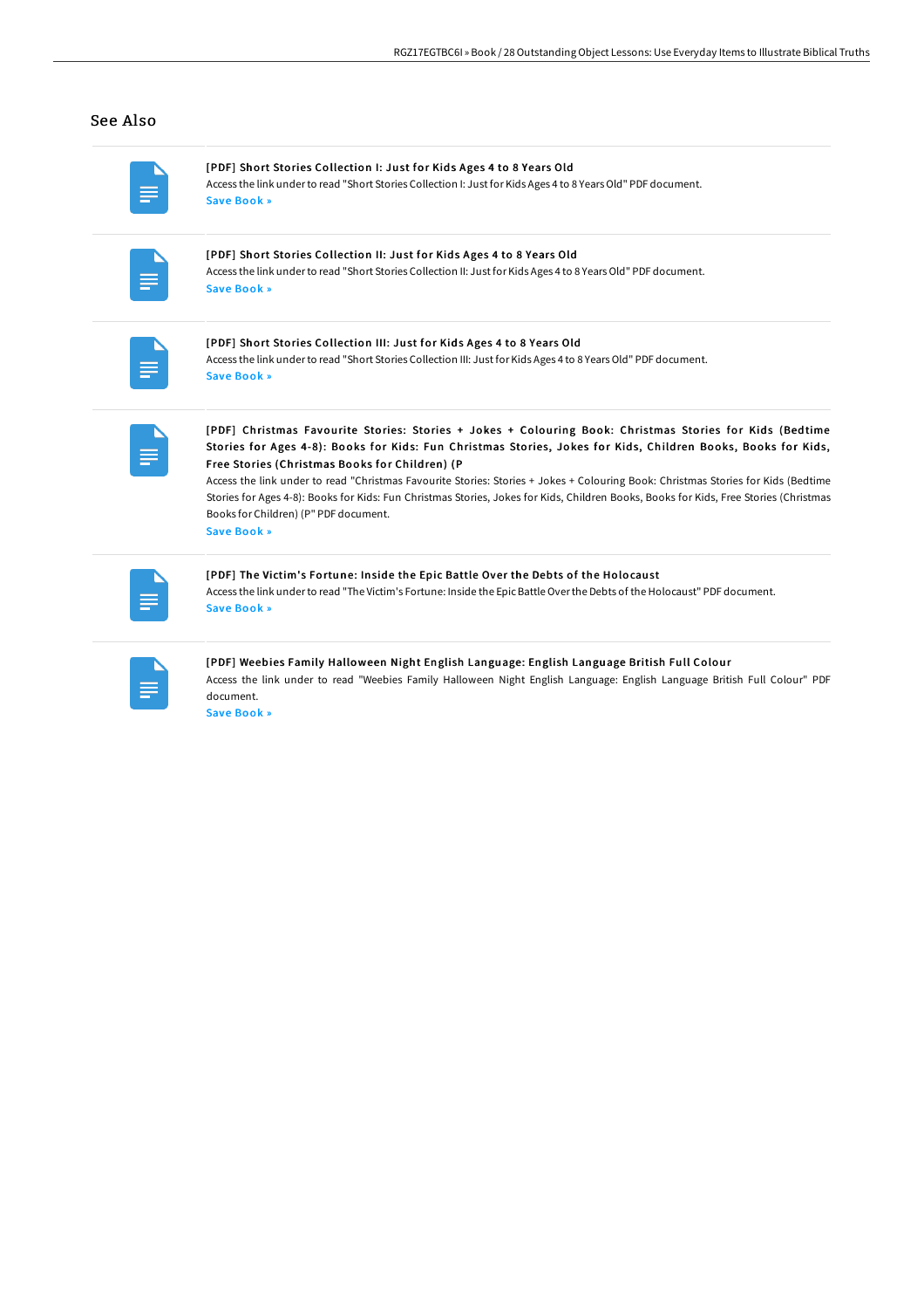## See Also

**[PDF] Short Stories Collection I: Just for Kids Ages 4 to 8 Years Old**

Access the link under to read "Short Stories Collection I: Just for Kids Ages 4 to 8 Years Old" PDF document.

Save Book »

**[PDF] Short Stories Collection II: Just for Kids Ages 4 to 8 Years Old**

Access the link under to read "Short Stories Collection II: Just for Kids Ages 4 to 8 Years Old" PDF document.

Save Book »

**[PDF] Short Stories Collection III: Just for Kids Ages 4 to 8 Years Old**

Access the link under to read "Short Stories Collection III: Just for Kids Ages 4 to 8 Years Old" PDF document.

Save Book »

**[PDF] Christmas Favourite Stories: Stories + Jokes + Colouring Book: Christmas Stories for Kids (Bedtime Stories for Ages 4-8): Books for Kids: Fun Christmas Stories, Jokes for Kids, Children Books, Books for Kids, Free Stories (Christmas Books for Children) (P**

Access the link under to read "Christmas Favourite Stories: Stories + Jokes + Colouring Book: Christmas Stories for Kids (Bedtime Stories for Ages 4-8): Books for Kids: Fun Christmas Stories, Jokes for Kids, Children Books, Books for Kids, Free Stories (Christmas Books for Children) (P" PDF document.

Save Book »

**[PDF] The Victim's Fortune: Inside the Epic Battle Over the Debts of the Holocaust**

Access the link under to read "The Victim's Fortune: Inside the Epic Battle Over the Debts of the Holocaust" PDF document.

Save Book »

**[PDF] Weebies Family Halloween Night English Language: English Language British Full Colour**

Access the link under to read "Weebies Family Halloween Night English Language: English Language British Full Colour" PDF document.

Save Book »